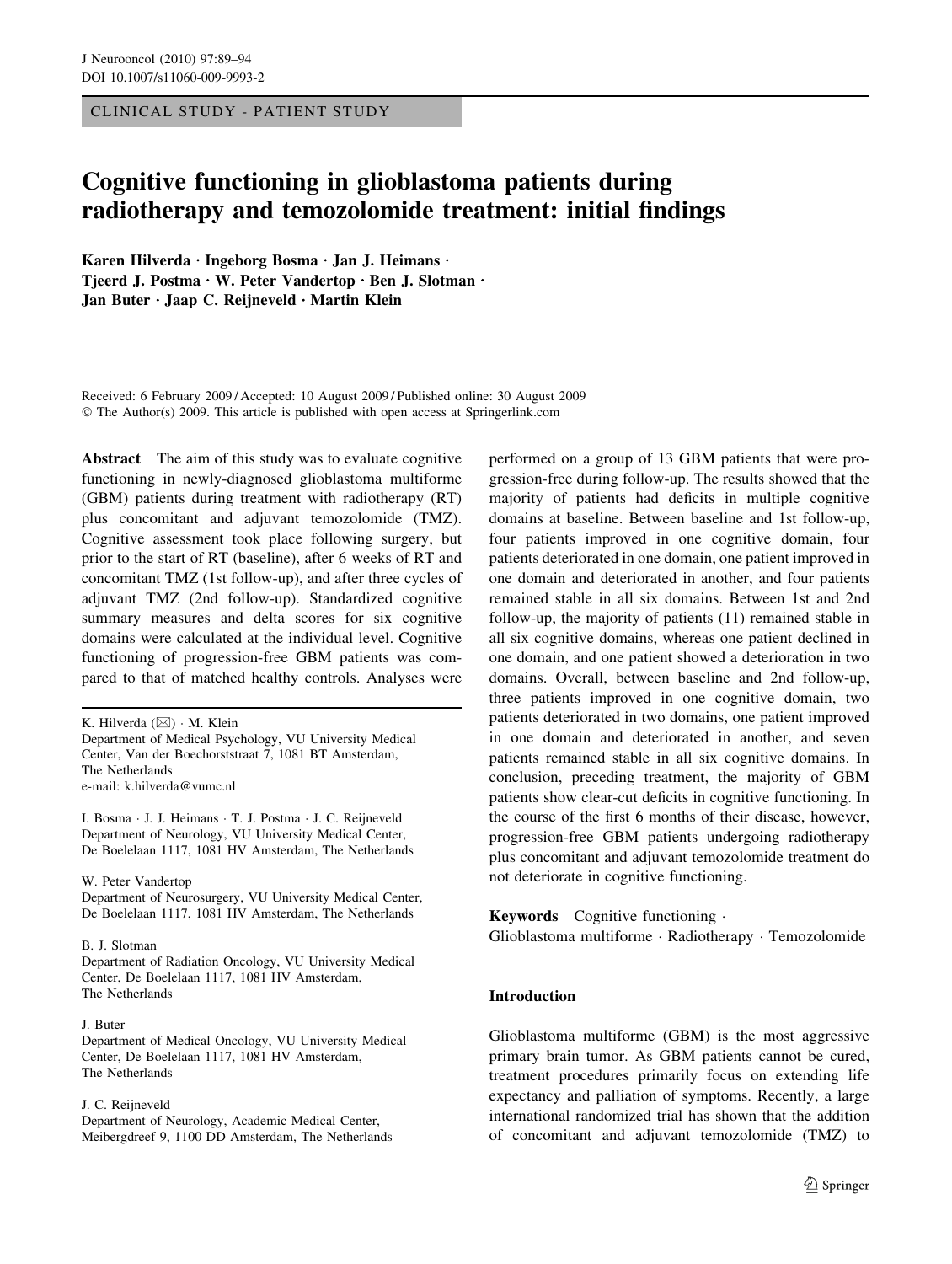CLINICAL STUDY - PATIENT STUDY

# Cognitive functioning in glioblastoma patients during radiotherapy and temozolomide treatment: initial findings

**Karen Hilverda · Ingeborg Bosma · Jan J. Heimans · Tjeerd J. Postma · W. Peter Vandertop · Ben J. Slotman · Jan Buter · Jaap C. Reijneveld · Martin Klein**

Received: 6 February 2009 / Accepted: 10 August 2009 / Published online: 30 August 2009
© The Author(s) 2009. This article is published with open access at Springerlink.com

**Abstract** The aim of this study was to evaluate cognitive functioning in newly-diagnosed glioblastoma multiforme (GBM) patients during treatment with radiotherapy (RT) plus concomitant and adjuvant temozolomide (TMZ). Cognitive assessment took place following surgery, but prior to the start of RT (baseline), after 6 weeks of RT and concomitant TMZ (1st follow-up), and after three cycles of adjuvant TMZ (2nd follow-up). Standardized cognitive summary measures and delta scores for six cognitive domains were calculated at the individual level. Cognitive functioning of progression-free GBM patients was compared to that of matched healthy controls. Analyses were performed on a group of 13 GBM patients that were progression-free during follow-up. The results showed that the majority of patients had deficits in multiple cognitive domains at baseline. Between baseline and 1st follow-up, four patients improved in one cognitive domain, four patients deteriorated in one domain, one patient improved in one domain and deteriorated in another, and four patients remained stable in all six domains. Between 1st and 2nd follow-up, the majority of patients (11) remained stable in all six cognitive domains, whereas one patient declined in one domain, and one patient showed a deterioration in two domains. Overall, between baseline and 2nd follow-up, three patients improved in one cognitive domain, two patients deteriorated in two domains, one patient improved in one domain and deteriorated in another, and seven patients remained stable in all six cognitive domains. In conclusion, preceding treatment, the majority of GBM patients show clear-cut deficits in cognitive functioning. In the course of the first 6 months of their disease, however, progression-free GBM patients undergoing radiotherapy plus concomitant and adjuvant temozolomide treatment do not deteriorate in cognitive functioning.

**Keywords** Cognitive functioning · Glioblastoma multiforme · Radiotherapy · Temozolomide

K. Hilverda (✉) · M. Klein
Department of Medical Psychology, VU University Medical Center, Van der Boechorststraat 7, 1081 BT Amsterdam, The Netherlands
e-mail: k.hilverda@vumc.nl

I. Bosma · J. J. Heimans · T. J. Postma · J. C. Reijneveld
Department of Neurology, VU University Medical Center, De Boelelaan 1117, 1081 HV Amsterdam, The Netherlands

W. Peter Vandertop
Department of Neurosurgery, VU University Medical Center, De Boelelaan 1117, 1081 HV Amsterdam, The Netherlands

B. J. Slotman
Department of Radiation Oncology, VU University Medical Center, De Boelelaan 1117, 1081 HV Amsterdam, The Netherlands

J. Buter
Department of Medical Oncology, VU University Medical Center, De Boelelaan 1117, 1081 HV Amsterdam, The Netherlands

J. C. Reijneveld
Department of Neurology, Academic Medical Center, Meibergdreef 9, 1100 DD Amsterdam, The Netherlands

## Introduction

Glioblastoma multiforme (GBM) is the most aggressive primary brain tumor. As GBM patients cannot be cured, treatment procedures primarily focus on extending life expectancy and palliation of symptoms. Recently, a large international randomized trial has shown that the addition of concomitant and adjuvant temozolomide (TMZ) to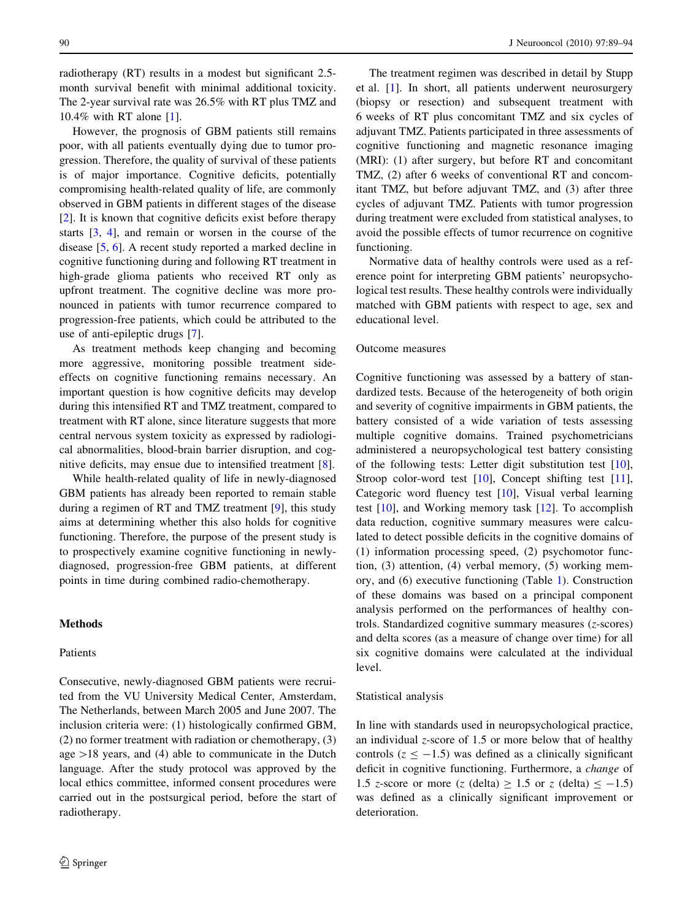radiotherapy (RT) results in a modest but significant 2.5-month survival benefit with minimal additional toxicity. The 2-year survival rate was 26.5% with RT plus TMZ and 10.4% with RT alone [1].

However, the prognosis of GBM patients still remains poor, with all patients eventually dying due to tumor progression. Therefore, the quality of survival of these patients is of major importance. Cognitive deficits, potentially compromising health-related quality of life, are commonly observed in GBM patients in different stages of the disease [2]. It is known that cognitive deficits exist before therapy starts [3, 4], and remain or worsen in the course of the disease [5, 6]. A recent study reported a marked decline in cognitive functioning during and following RT treatment in high-grade glioma patients who received RT only as upfront treatment. The cognitive decline was more pronounced in patients with tumor recurrence compared to progression-free patients, which could be attributed to the use of anti-epileptic drugs [7].

As treatment methods keep changing and becoming more aggressive, monitoring possible treatment side-effects on cognitive functioning remains necessary. An important question is how cognitive deficits may develop during this intensified RT and TMZ treatment, compared to treatment with RT alone, since literature suggests that more central nervous system toxicity as expressed by radiological abnormalities, blood-brain barrier disruption, and cognitive deficits, may ensue due to intensified treatment [8].

While health-related quality of life in newly-diagnosed GBM patients has already been reported to remain stable during a regimen of RT and TMZ treatment [9], this study aims at determining whether this also holds for cognitive functioning. Therefore, the purpose of the present study is to prospectively examine cognitive functioning in newly-diagnosed, progression-free GBM patients, at different points in time during combined radio-chemotherapy.

## Methods

### Patients

Consecutive, newly-diagnosed GBM patients were recruited from the VU University Medical Center, Amsterdam, The Netherlands, between March 2005 and June 2007. The inclusion criteria were: (1) histologically confirmed GBM, (2) no former treatment with radiation or chemotherapy, (3) age >18 years, and (4) able to communicate in the Dutch language. After the study protocol was approved by the local ethics committee, informed consent procedures were carried out in the postsurgical period, before the start of radiotherapy.

The treatment regimen was described in detail by Stupp et al. [1]. In short, all patients underwent neurosurgery (biopsy or resection) and subsequent treatment with 6 weeks of RT plus concomitant TMZ and six cycles of adjuvant TMZ. Patients participated in three assessments of cognitive functioning and magnetic resonance imaging (MRI): (1) after surgery, but before RT and concomitant TMZ, (2) after 6 weeks of conventional RT and concomitant TMZ, but before adjuvant TMZ, and (3) after three cycles of adjuvant TMZ. Patients with tumor progression during treatment were excluded from statistical analyses, to avoid the possible effects of tumor recurrence on cognitive functioning.

Normative data of healthy controls were used as a reference point for interpreting GBM patients' neuropsychological test results. These healthy controls were individually matched with GBM patients with respect to age, sex and educational level.

### Outcome measures

Cognitive functioning was assessed by a battery of standardized tests. Because of the heterogeneity of both origin and severity of cognitive impairments in GBM patients, the battery consisted of a wide variation of tests assessing multiple cognitive domains. Trained psychometricians administered a neuropsychological test battery consisting of the following tests: Letter digit substitution test [10], Stroop color-word test [10], Concept shifting test [11], Categoric word fluency test [10], Visual verbal learning test [10], and Working memory task [12]. To accomplish data reduction, cognitive summary measures were calculated to detect possible deficits in the cognitive domains of (1) information processing speed, (2) psychomotor function, (3) attention, (4) verbal memory, (5) working memory, and (6) executive functioning (Table 1). Construction of these domains was based on a principal component analysis performed on the performances of healthy controls. Standardized cognitive summary measures ($z$-scores) and delta scores (as a measure of change over time) for all six cognitive domains were calculated at the individual level.

### Statistical analysis

In line with standards used in neuropsychological practice, an individual $z$-score of 1.5 or more below that of healthy controls ($z \leq -1.5$) was defined as a clinically significant deficit in cognitive functioning. Furthermore, a *change* of 1.5 $z$-score or more ($z$ (delta) $\geq$ 1.5 or $z$ (delta) $\leq -1.5$) was defined as a clinically significant improvement or deterioration.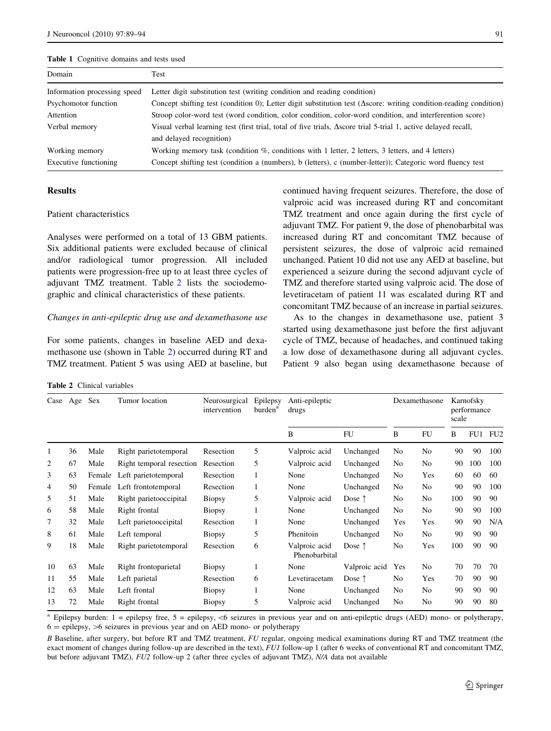**Table 1** Cognitive domains and tests used

| Domain | Test |
|---|---|
| Information processing speed | Letter digit substitution test (writing condition and reading condition) |
| Psychomotor function | Concept shifting test (condition 0); Letter digit substitution test (Δscore: writing condition-reading condition) |
| Attention | Stroop color-word test (word condition, color condition, color-word condition, and interference score) |
| Verbal memory | Visual verbal learning test (first trial, total of five trials, Δscore trial 5-trial 1, active delayed recall, and delayed recognition) |
| Working memory | Working memory task (condition %, conditions with 1 letter, 2 letters, 3 letters, and 4 letters) |
| Executive functioning | Concept shifting test (condition a (numbers), b (letters), c (number-letter)); Categoric word fluency test |

## Results

### Patient characteristics

Analyses were performed on a total of 13 GBM patients. Six additional patients were excluded because of clinical and/or radiological tumor progression. All included patients were progression-free up to at least three cycles of adjuvant TMZ treatment. Table 2 lists the sociodemographic and clinical characteristics of these patients.

#### *Changes in anti-epileptic drug use and dexamethasone use*

For some patients, changes in baseline AED and dexamethasone use (shown in Table 2) occurred during RT and TMZ treatment. Patient 5 was using AED at baseline, but continued having frequent seizures. Therefore, the dose of valproic acid was increased during RT and concomitant TMZ treatment and once again during the first cycle of adjuvant TMZ. For patient 9, the dose of phenobarbital was increased during RT and concomitant TMZ because of persistent seizures, the dose of valproic acid remained unchanged. Patient 10 did not use any AED at baseline, but experienced a seizure during the second adjuvant cycle of TMZ and therefore started using valproic acid. The dose of levetiracetam of patient 11 was escalated during RT and concomitant TMZ because of an increase in partial seizures.

As to the changes in dexamethasone use, patient 3 started using dexamethasone just before the first adjuvant cycle of TMZ, because of headaches, and continued taking a low dose of dexamethasone during all adjuvant cycles. Patient 9 also began using dexamethasone because of

**Table 2** Clinical variables

| Case | Age | Sex | Tumor location | Neurosurgical intervention | Epilepsy burden[a] | Anti-epileptic drugs | | Dexamethasone | | Karnofsky performance scale | | |
|---|---|---|---|---|---|---|---|---|---|---|---|---|
| | | | | | | B | FU | B | FU | B | FU1 | FU2 |
| 1 | 36 | Male | Right parietotemporal | Resection | 5 | Valproic acid | Unchanged | No | No | 90 | 90 | 100 |
| 2 | 67 | Male | Right temporal resection | Resection | 5 | Valproic acid | Unchanged | No | No | 90 | 100 | 100 |
| 3 | 63 | Female | Left parietotemporal | Resection | 1 | None | Unchanged | No | Yes | 60 | 60 | 60 |
| 4 | 50 | Female | Left frontotemporal | Resection | 1 | None | Unchanged | No | No | 90 | 90 | 100 |
| 5 | 51 | Male | Right parietooccipital | Biopsy | 5 | Valproic acid | Dose ↑ | No | No | 100 | 90 | 90 |
| 6 | 58 | Male | Right frontal | Biopsy | 1 | None | Unchanged | No | No | 90 | 90 | 100 |
| 7 | 32 | Male | Left parietooccipital | Resection | 1 | None | Unchanged | Yes | Yes | 90 | 90 | N/A |
| 8 | 61 | Male | Left temporal | Biopsy | 5 | Phenitoin | Unchanged | No | No | 90 | 90 | 90 |
| 9 | 18 | Male | Right parietotemporal | Resection | 6 | Valproic acid Phenobarbital | Dose ↑ | No | Yes | 100 | 90 | 90 |
| 10 | 63 | Male | Right frontoparietal | Biopsy | 1 | None | Valproic acid | Yes | No | 70 | 70 | 70 |
| 11 | 55 | Male | Left parietal | Resection | 6 | Levetiracetam | Dose ↑ | No | Yes | 70 | 90 | 90 |
| 12 | 63 | Male | Left frontal | Biopsy | 1 | None | Unchanged | No | No | 90 | 90 | 90 |
| 13 | 72 | Male | Right frontal | Biopsy | 5 | Valproic acid | Unchanged | No | No | 90 | 90 | 80 |

[a] Epilepsy burden: 1 = epilepsy free, 5 = epilepsy, <6 seizures in previous year and on anti-epileptic drugs (AED) mono- or polytherapy, 6 = epilepsy, >6 seizures in previous year and on AED mono- or polytherapy

*B* Baseline, after surgery, but before RT and TMZ treatment, *FU* regular, ongoing medical examinations during RT and TMZ treatment (the exact moment of changes during follow-up are described in the text), *FU1* follow-up 1 (after 6 weeks of conventional RT and concomitant TMZ, but before adjuvant TMZ), *FU2* follow-up 2 (after three cycles of adjuvant TMZ), *N/A* data not available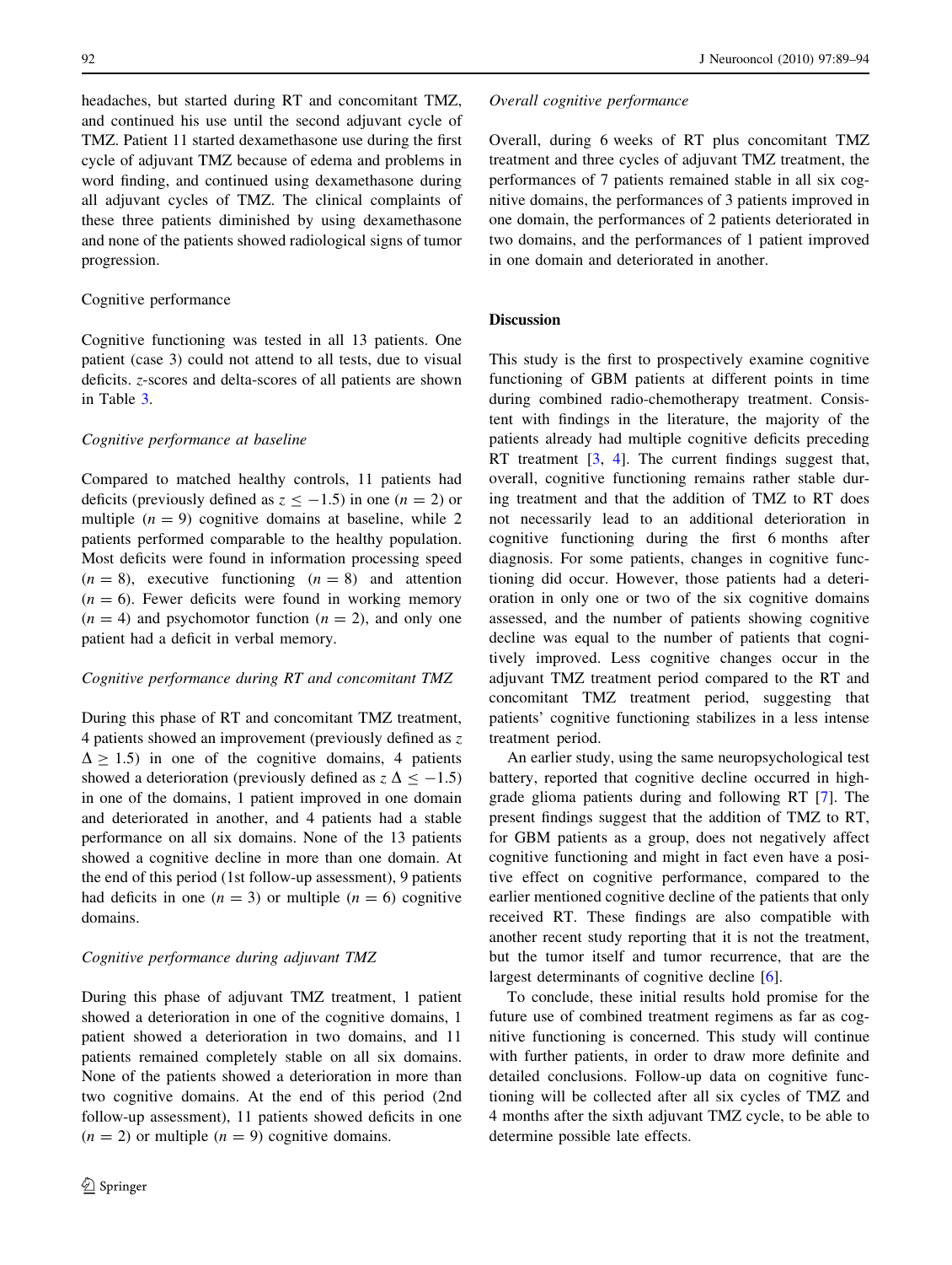headaches, but started during RT and concomitant TMZ, and continued his use until the second adjuvant cycle of TMZ. Patient 11 started dexamethasone use during the first cycle of adjuvant TMZ because of edema and problems in word finding, and continued using dexamethasone during all adjuvant cycles of TMZ. The clinical complaints of these three patients diminished by using dexamethasone and none of the patients showed radiological signs of tumor progression.

### Cognitive performance

Cognitive functioning was tested in all 13 patients. One patient (case 3) could not attend to all tests, due to visual deficits. z-scores and delta-scores of all patients are shown in Table 3.

#### *Cognitive performance at baseline*

Compared to matched healthy controls, 11 patients had deficits (previously defined as $z \leq -1.5$) in one ($n = 2$) or multiple ($n = 9$) cognitive domains at baseline, while 2 patients performed comparable to the healthy population. Most deficits were found in information processing speed ($n = 8$), executive functioning ($n = 8$) and attention ($n = 6$). Fewer deficits were found in working memory ($n = 4$) and psychomotor function ($n = 2$), and only one patient had a deficit in verbal memory.

#### *Cognitive performance during RT and concomitant TMZ*

During this phase of RT and concomitant TMZ treatment, 4 patients showed an improvement (previously defined as $z\ \Delta \geq 1.5$) in one of the cognitive domains, 4 patients showed a deterioration (previously defined as $z\ \Delta \leq -1.5$) in one of the domains, 1 patient improved in one domain and deteriorated in another, and 4 patients had a stable performance on all six domains. None of the 13 patients showed a cognitive decline in more than one domain. At the end of this period (1st follow-up assessment), 9 patients had deficits in one ($n = 3$) or multiple ($n = 6$) cognitive domains.

#### *Cognitive performance during adjuvant TMZ*

During this phase of adjuvant TMZ treatment, 1 patient showed a deterioration in one of the cognitive domains, 1 patient showed a deterioration in two domains, and 11 patients remained completely stable on all six domains. None of the patients showed a deterioration in more than two cognitive domains. At the end of this period (2nd follow-up assessment), 11 patients showed deficits in one ($n = 2$) or multiple ($n = 9$) cognitive domains.

#### *Overall cognitive performance*

Overall, during 6 weeks of RT plus concomitant TMZ treatment and three cycles of adjuvant TMZ treatment, the performances of 7 patients remained stable in all six cognitive domains, the performances of 3 patients improved in one domain, the performances of 2 patients deteriorated in two domains, and the performances of 1 patient improved in one domain and deteriorated in another.

## Discussion

This study is the first to prospectively examine cognitive functioning of GBM patients at different points in time during combined radio-chemotherapy treatment. Consistent with findings in the literature, the majority of the patients already had multiple cognitive deficits preceding RT treatment [3, 4]. The current findings suggest that, overall, cognitive functioning remains rather stable during treatment and that the addition of TMZ to RT does not necessarily lead to an additional deterioration in cognitive functioning during the first 6 months after diagnosis. For some patients, changes in cognitive functioning did occur. However, those patients had a deterioration in only one or two of the six cognitive domains assessed, and the number of patients showing cognitive decline was equal to the number of patients that cognitively improved. Less cognitive changes occur in the adjuvant TMZ treatment period compared to the RT and concomitant TMZ treatment period, suggesting that patients' cognitive functioning stabilizes in a less intense treatment period.

An earlier study, using the same neuropsychological test battery, reported that cognitive decline occurred in high-grade glioma patients during and following RT [7]. The present findings suggest that the addition of TMZ to RT, for GBM patients as a group, does not negatively affect cognitive functioning and might in fact even have a positive effect on cognitive performance, compared to the earlier mentioned cognitive decline of the patients that only received RT. These findings are also compatible with another recent study reporting that it is not the treatment, but the tumor itself and tumor recurrence, that are the largest determinants of cognitive decline [6].

To conclude, these initial results hold promise for the future use of combined treatment regimens as far as cognitive functioning is concerned. This study will continue with further patients, in order to draw more definite and detailed conclusions. Follow-up data on cognitive functioning will be collected after all six cycles of TMZ and 4 months after the sixth adjuvant TMZ cycle, to be able to determine possible late effects.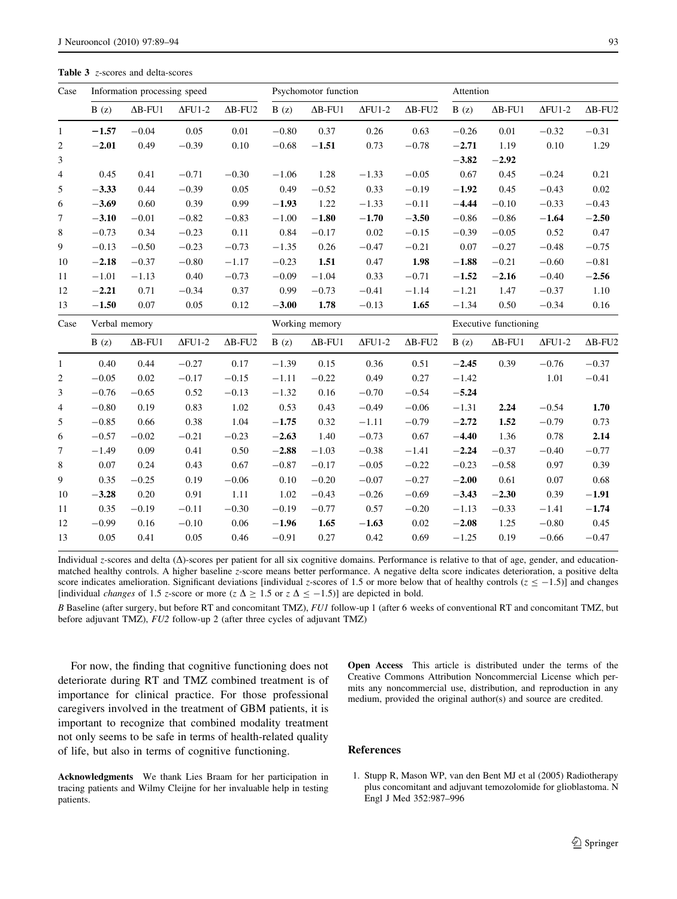**Table 3** *z*-scores and delta-scores

| Case | Information processing speed | | | | Psychomotor function | | | | Attention | | | |
|---|---|---|---|---|---|---|---|---|---|---|---|---|
| | B (z) | ΔB-FU1 | ΔFU1-2 | ΔB-FU2 | B (z) | ΔB-FU1 | ΔFU1-2 | ΔB-FU2 | B (z) | ΔB-FU1 | ΔFU1-2 | ΔB-FU2 |
| 1 | **−1.57** | −0.04 | 0.05 | 0.01 | −0.80 | 0.37 | 0.26 | 0.63 | −0.26 | 0.01 | −0.32 | −0.31 |
| 2 | **−2.01** | 0.49 | −0.39 | 0.10 | −0.68 | **−1.51** | 0.73 | −0.78 | **−2.71** | 1.19 | 0.10 | 1.29 |
| 3 | | | | | | | | | **−3.82** | **−2.92** | | |
| 4 | 0.45 | 0.41 | −0.71 | −0.30 | −1.06 | 1.28 | −1.33 | −0.05 | 0.67 | 0.45 | −0.24 | 0.21 |
| 5 | **−3.33** | 0.44 | −0.39 | 0.05 | 0.49 | −0.52 | 0.33 | −0.19 | **−1.92** | 0.45 | −0.43 | 0.02 |
| 6 | **−3.69** | 0.60 | 0.39 | 0.99 | **−1.93** | 1.22 | −1.33 | −0.11 | **−4.44** | −0.10 | −0.33 | −0.43 |
| 7 | **−3.10** | −0.01 | −0.82 | −0.83 | −1.00 | **−1.80** | **−1.70** | **−3.50** | −0.86 | −0.86 | **−1.64** | **−2.50** |
| 8 | −0.73 | 0.34 | −0.23 | 0.11 | 0.84 | −0.17 | 0.02 | −0.15 | −0.39 | −0.05 | 0.52 | 0.47 |
| 9 | −0.13 | −0.50 | −0.23 | −0.73 | −1.35 | 0.26 | −0.47 | −0.21 | 0.07 | −0.27 | −0.48 | −0.75 |
| 10 | **−2.18** | −0.37 | −0.80 | −1.17 | −0.23 | **1.51** | 0.47 | **1.98** | **−1.88** | −0.21 | −0.60 | −0.81 |
| 11 | −1.01 | −1.13 | 0.40 | −0.73 | −0.09 | −1.04 | 0.33 | −0.71 | **−1.52** | **−2.16** | −0.40 | **−2.56** |
| 12 | **−2.21** | 0.71 | −0.34 | 0.37 | 0.99 | −0.73 | −0.41 | −1.14 | −1.21 | 1.47 | −0.37 | 1.10 |
| 13 | **−1.50** | 0.07 | 0.05 | 0.12 | **−3.00** | **1.78** | −0.13 | **1.65** | −1.34 | 0.50 | −0.34 | 0.16 |
| **Case** | **Verbal memory** | | | | **Working memory** | | | | **Executive functioning** | | | |
| | B (z) | ΔB-FU1 | ΔFU1-2 | ΔB-FU2 | B (z) | ΔB-FU1 | ΔFU1-2 | ΔB-FU2 | B (z) | ΔB-FU1 | ΔFU1-2 | ΔB-FU2 |
| 1 | 0.40 | 0.44 | −0.27 | 0.17 | −1.39 | 0.15 | 0.36 | 0.51 | **−2.45** | 0.39 | −0.76 | −0.37 |
| 2 | −0.05 | 0.02 | −0.17 | −0.15 | −1.11 | −0.22 | 0.49 | 0.27 | −1.42 | | 1.01 | −0.41 |
| 3 | −0.76 | −0.65 | 0.52 | −0.13 | −1.32 | 0.16 | −0.70 | −0.54 | **−5.24** | | | |
| 4 | −0.80 | 0.19 | 0.83 | 1.02 | 0.53 | 0.43 | −0.49 | −0.06 | −1.31 | **2.24** | −0.54 | **1.70** |
| 5 | −0.85 | 0.66 | 0.38 | 1.04 | **−1.75** | 0.32 | −1.11 | −0.79 | **−2.72** | **1.52** | −0.79 | 0.73 |
| 6 | −0.57 | −0.02 | −0.21 | −0.23 | **−2.63** | 1.40 | −0.73 | 0.67 | **−4.40** | 1.36 | 0.78 | **2.14** |
| 7 | −1.49 | 0.09 | 0.41 | 0.50 | **−2.88** | −1.03 | −0.38 | −1.41 | **−2.24** | −0.37 | −0.40 | −0.77 |
| 8 | 0.07 | 0.24 | 0.43 | 0.67 | −0.87 | −0.17 | −0.05 | −0.22 | −0.23 | −0.58 | 0.97 | 0.39 |
| 9 | 0.35 | −0.25 | 0.19 | −0.06 | 0.10 | −0.20 | −0.07 | −0.27 | **−2.00** | 0.61 | 0.07 | 0.68 |
| 10 | **−3.28** | 0.20 | 0.91 | 1.11 | 1.02 | −0.43 | −0.26 | −0.69 | **−3.43** | **−2.30** | 0.39 | **−1.91** |
| 11 | 0.35 | −0.19 | −0.11 | −0.30 | −0.19 | −0.77 | 0.57 | −0.20 | −1.13 | −0.33 | −1.41 | **−1.74** |
| 12 | −0.99 | 0.16 | −0.10 | 0.06 | **−1.96** | **1.65** | **−1.63** | 0.02 | **−2.08** | 1.25 | −0.80 | 0.45 |
| 13 | 0.05 | 0.41 | 0.05 | 0.46 | −0.91 | 0.27 | 0.42 | 0.69 | −1.25 | 0.19 | −0.66 | −0.47 |

Individual *z*-scores and delta (Δ)-scores per patient for all six cognitive domains. Performance is relative to that of age, gender, and education-matched healthy controls. A higher baseline *z*-score means better performance. A negative delta score indicates deterioration, a positive delta score indicates amelioration. Significant deviations [individual *z*-scores of 1.5 or more below that of healthy controls ($z \leq -1.5$)] and changes [individual *changes* of 1.5 *z*-score or more ($z\,\Delta \geq 1.5$ or $z\,\Delta \leq -1.5$)] are depicted in bold.

*B* Baseline (after surgery, but before RT and concomitant TMZ), *FU1* follow-up 1 (after 6 weeks of conventional RT and concomitant TMZ, but before adjuvant TMZ), *FU2* follow-up 2 (after three cycles of adjuvant TMZ)

For now, the finding that cognitive functioning does not deteriorate during RT and TMZ combined treatment is of importance for clinical practice. For those professional caregivers involved in the treatment of GBM patients, it is important to recognize that combined modality treatment not only seems to be safe in terms of health-related quality of life, but also in terms of cognitive functioning.

**Acknowledgments** We thank Lies Braam for her participation in tracing patients and Wilmy Cleijne for her invaluable help in testing patients.

**Open Access** This article is distributed under the terms of the Creative Commons Attribution Noncommercial License which permits any noncommercial use, distribution, and reproduction in any medium, provided the original author(s) and source are credited.

## References

1. Stupp R, Mason WP, van den Bent MJ et al (2005) Radiotherapy plus concomitant and adjuvant temozolomide for glioblastoma. N Engl J Med 352:987–996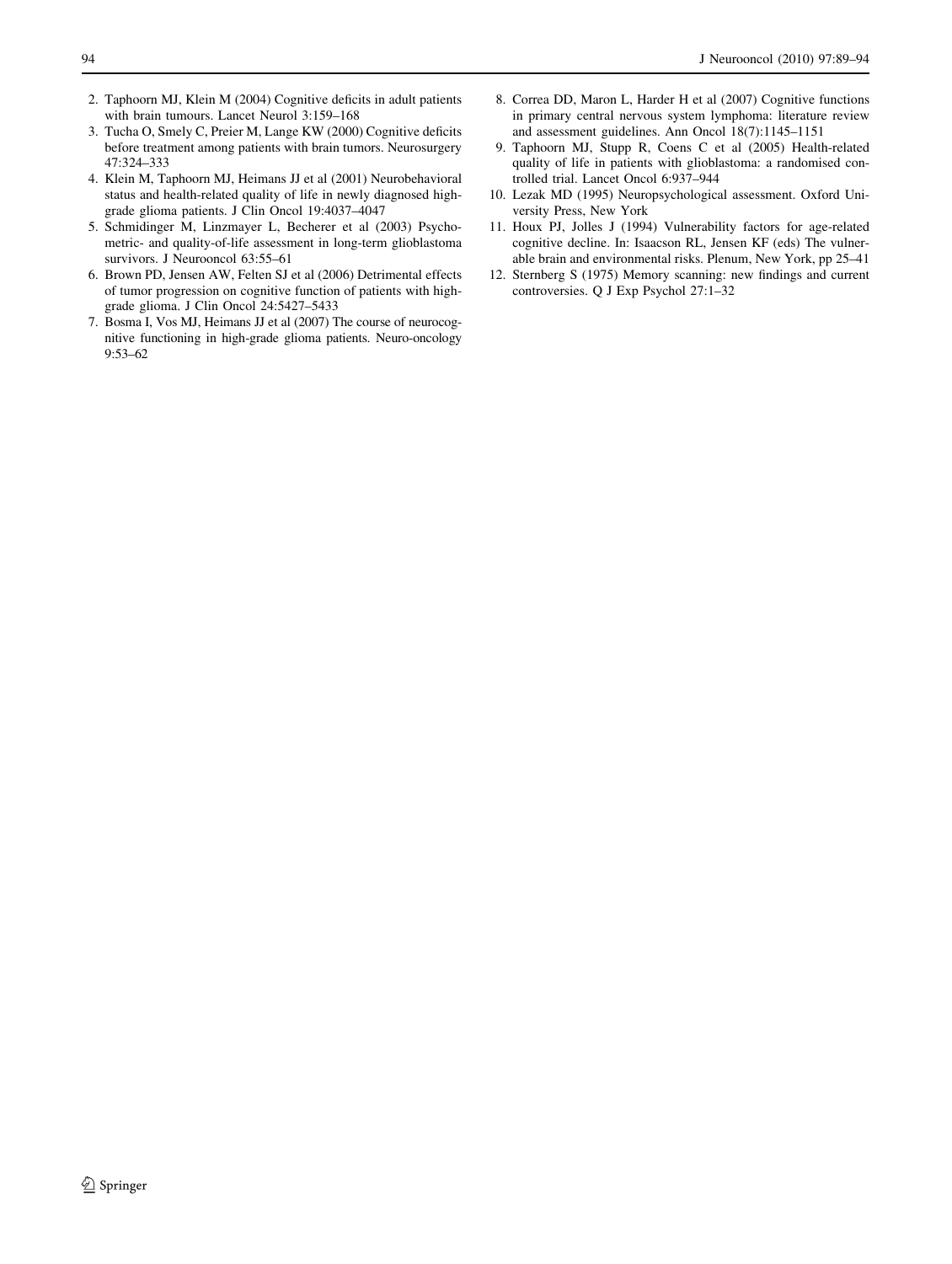2. Taphoorn MJ, Klein M (2004) Cognitive deficits in adult patients with brain tumours. Lancet Neurol 3:159–168
3. Tucha O, Smely C, Preier M, Lange KW (2000) Cognitive deficits before treatment among patients with brain tumors. Neurosurgery 47:324–333
4. Klein M, Taphoorn MJ, Heimans JJ et al (2001) Neurobehavioral status and health-related quality of life in newly diagnosed high-grade glioma patients. J Clin Oncol 19:4037–4047
5. Schmidinger M, Linzmayer L, Becherer et al (2003) Psychometric- and quality-of-life assessment in long-term glioblastoma survivors. J Neurooncol 63:55–61
6. Brown PD, Jensen AW, Felten SJ et al (2006) Detrimental effects of tumor progression on cognitive function of patients with high-grade glioma. J Clin Oncol 24:5427–5433
7. Bosma I, Vos MJ, Heimans JJ et al (2007) The course of neurocognitive functioning in high-grade glioma patients. Neuro-oncology 9:53–62
8. Correa DD, Maron L, Harder H et al (2007) Cognitive functions in primary central nervous system lymphoma: literature review and assessment guidelines. Ann Oncol 18(7):1145–1151
9. Taphoorn MJ, Stupp R, Coens C et al (2005) Health-related quality of life in patients with glioblastoma: a randomised controlled trial. Lancet Oncol 6:937–944
10. Lezak MD (1995) Neuropsychological assessment. Oxford University Press, New York
11. Houx PJ, Jolles J (1994) Vulnerability factors for age-related cognitive decline. In: Isaacson RL, Jensen KF (eds) The vulnerable brain and environmental risks. Plenum, New York, pp 25–41
12. Sternberg S (1975) Memory scanning: new findings and current controversies. Q J Exp Psychol 27:1–32